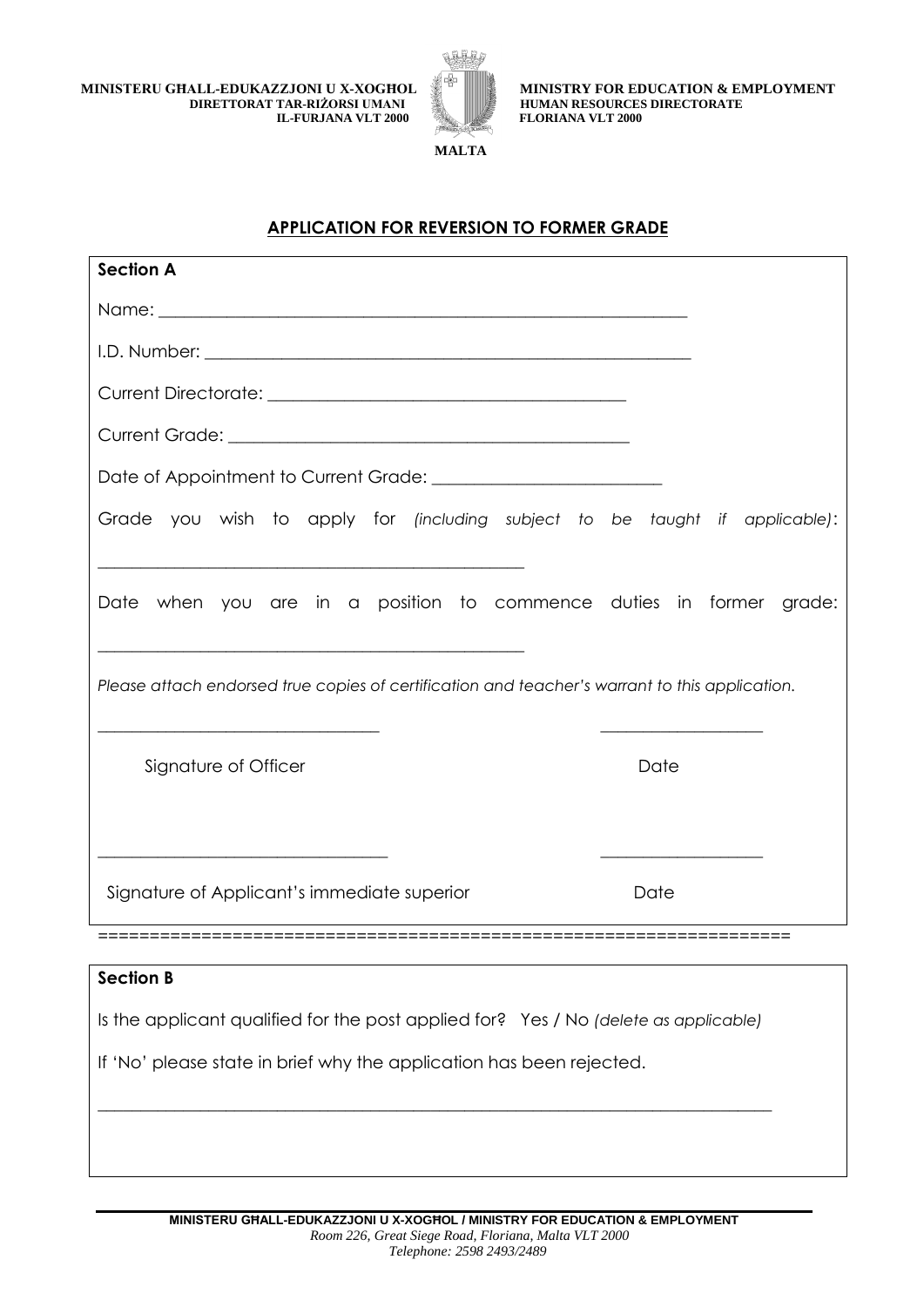MINISTERU GĦALL-EDUKAZZJONI U X-XOGĦOL
DIRETTORAT TAR-RIŻORSI UMANI
IL-FURJANA VLT 2000

MALTA

MINISTRY FOR EDUCATION & EMPLOYMENT
HUMAN RESOURCES DIRECTORATE
FLORIANA VLT 2000

## APPLICATION FOR REVERSION TO FORMER GRADE

**Section A**

Name: ____________________________________________________________

I.D. Number: ______________________________________________________

Current Directorate: ________________________________________

Current Grade: ____________________________________________

Date of Appointment to Current Grade: __________________________

Grade you wish to apply for *(including subject to be taught if applicable)*:

______________________________________________

Date when you are in a position to commence duties in former grade:

______________________________________________

*Please attach endorsed true copies of certification and teacher's warrant to this application.*

______________________________ ________________

Signature of Officer Date

______________________________ ________________

Signature of Applicant's immediate superior Date

==================================================================

**Section B**

Is the applicant qualified for the post applied for? Yes / No *(delete as applicable)*

If 'No' please state in brief why the application has been rejected.

____________________________________________________________________________

MINISTERU GĦALL-EDUKAZZJONI U X-XOGĦOL / MINISTRY FOR EDUCATION & EMPLOYMENT
*Room 226, Great Siege Road, Floriana, Malta VLT 2000*
*Telephone: 2598 2493/2489*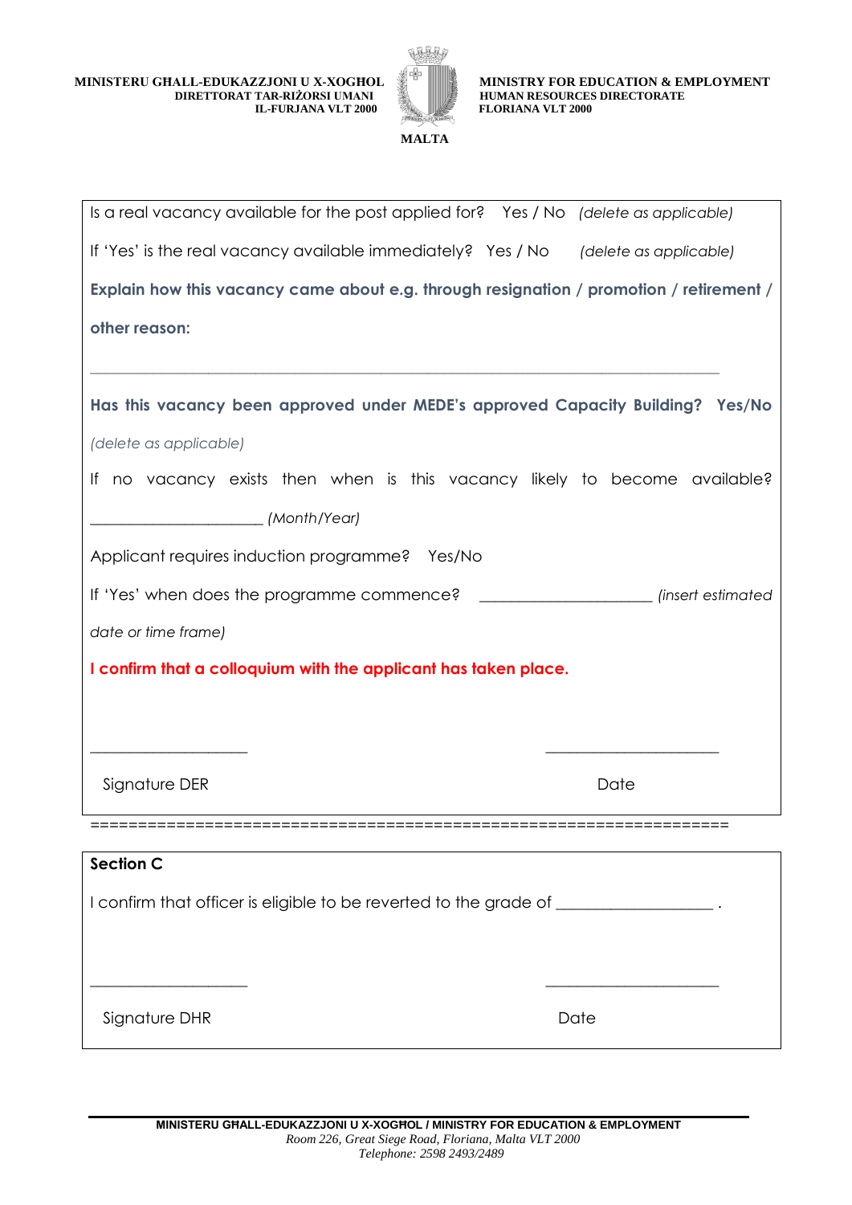MINISTERU GĦALL-EDUKAZZJONI U X-XOGĦOL
DIRETTORAT TAR-RIŻORSI UMANI
IL-FURJANA VLT 2000

MALTA

MINISTRY FOR EDUCATION & EMPLOYMENT
HUMAN RESOURCES DIRECTORATE
FLORIANA VLT 2000

Is a real vacancy available for the post applied for? Yes / No *(delete as applicable)*

If 'Yes' is the real vacancy available immediately? Yes / No *(delete as applicable)*

**Explain how this vacancy came about e.g. through resignation / promotion / retirement / other reason:**

______________________________________________________________________

**Has this vacancy been approved under MEDE's approved Capacity Building? Yes/No**

*(delete as applicable)*

If no vacancy exists then when is this vacancy likely to become available?

____________________ *(Month/Year)*

Applicant requires induction programme? Yes/No

If 'Yes' when does the programme commence? ____________________ *(insert estimated date or time frame)*

**I confirm that a colloquium with the applicant has taken place.**

____________________ ____________________

Signature DER Date

=================================================================

**Section C**

I confirm that officer is eligible to be reverted to the grade of ____________________ .

____________________ ____________________

Signature DHR Date

MINISTERU GĦALL-EDUKAZZJONI U X-XOGĦOL / MINISTRY FOR EDUCATION & EMPLOYMENT
*Room 226, Great Siege Road, Floriana, Malta VLT 2000*
*Telephone: 2598 2493/2489*